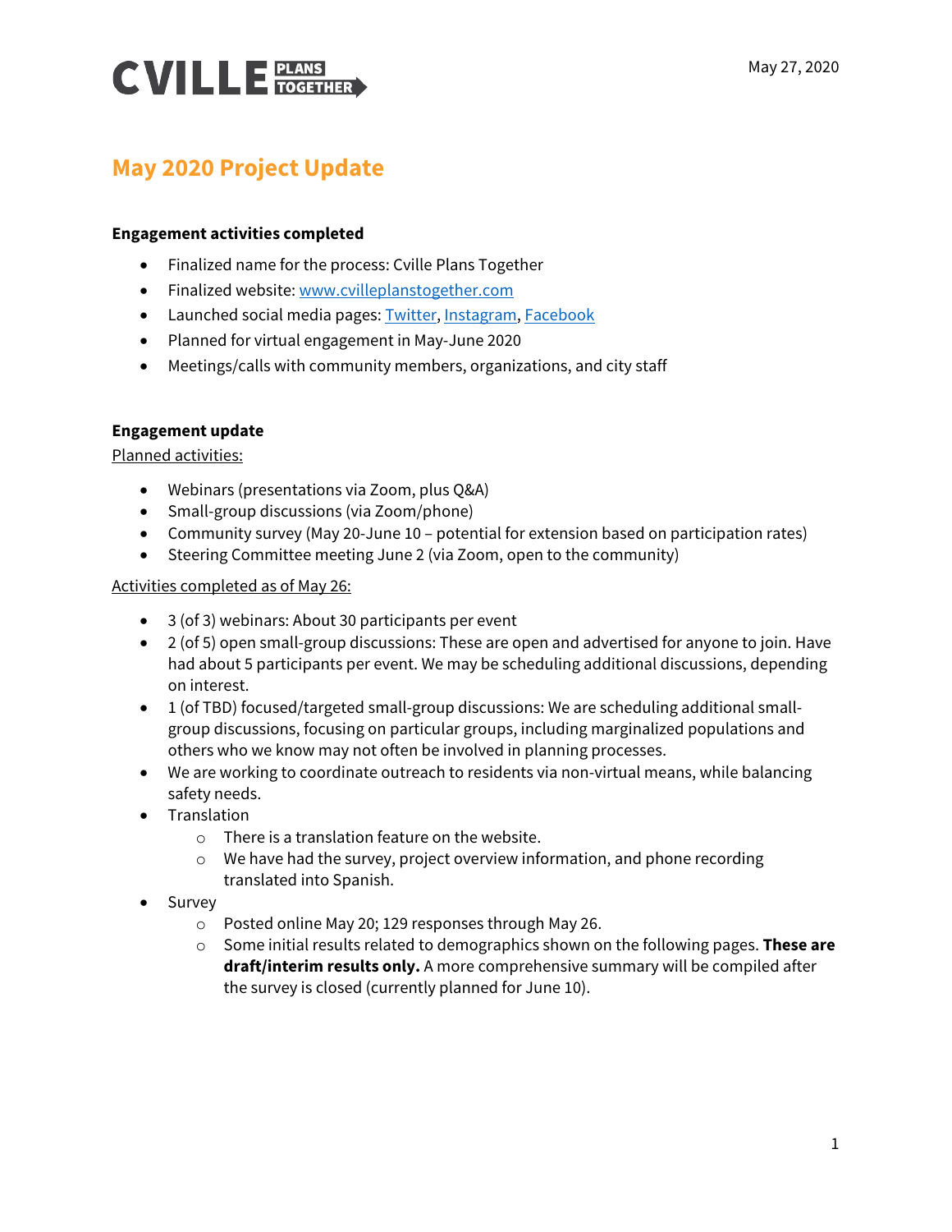CVILLE PLANS TOGETHER

May 27, 2020

# May 2020 Project Update

**Engagement activities completed**

- Finalized name for the process: Cville Plans Together
- Finalized website: [www.cvilleplanstogether.com](http://www.cvilleplanstogether.com)
- Launched social media pages: Twitter, Instagram, Facebook
- Planned for virtual engagement in May-June 2020
- Meetings/calls with community members, organizations, and city staff

**Engagement update**

Planned activities:

- Webinars (presentations via Zoom, plus Q&A)
- Small-group discussions (via Zoom/phone)
- Community survey (May 20-June 10 – potential for extension based on participation rates)
- Steering Committee meeting June 2 (via Zoom, open to the community)

Activities completed as of May 26:

- 3 (of 3) webinars: About 30 participants per event
- 2 (of 5) open small-group discussions: These are open and advertised for anyone to join. Have had about 5 participants per event. We may be scheduling additional discussions, depending on interest.
- 1 (of TBD) focused/targeted small-group discussions: We are scheduling additional small-group discussions, focusing on particular groups, including marginalized populations and others who we know may not often be involved in planning processes.
- We are working to coordinate outreach to residents via non-virtual means, while balancing safety needs.
- Translation
  - There is a translation feature on the website.
  - We have had the survey, project overview information, and phone recording translated into Spanish.
- Survey
  - Posted online May 20; 129 responses through May 26.
  - Some initial results related to demographics shown on the following pages. **These are draft/interim results only.** A more comprehensive summary will be compiled after the survey is closed (currently planned for June 10).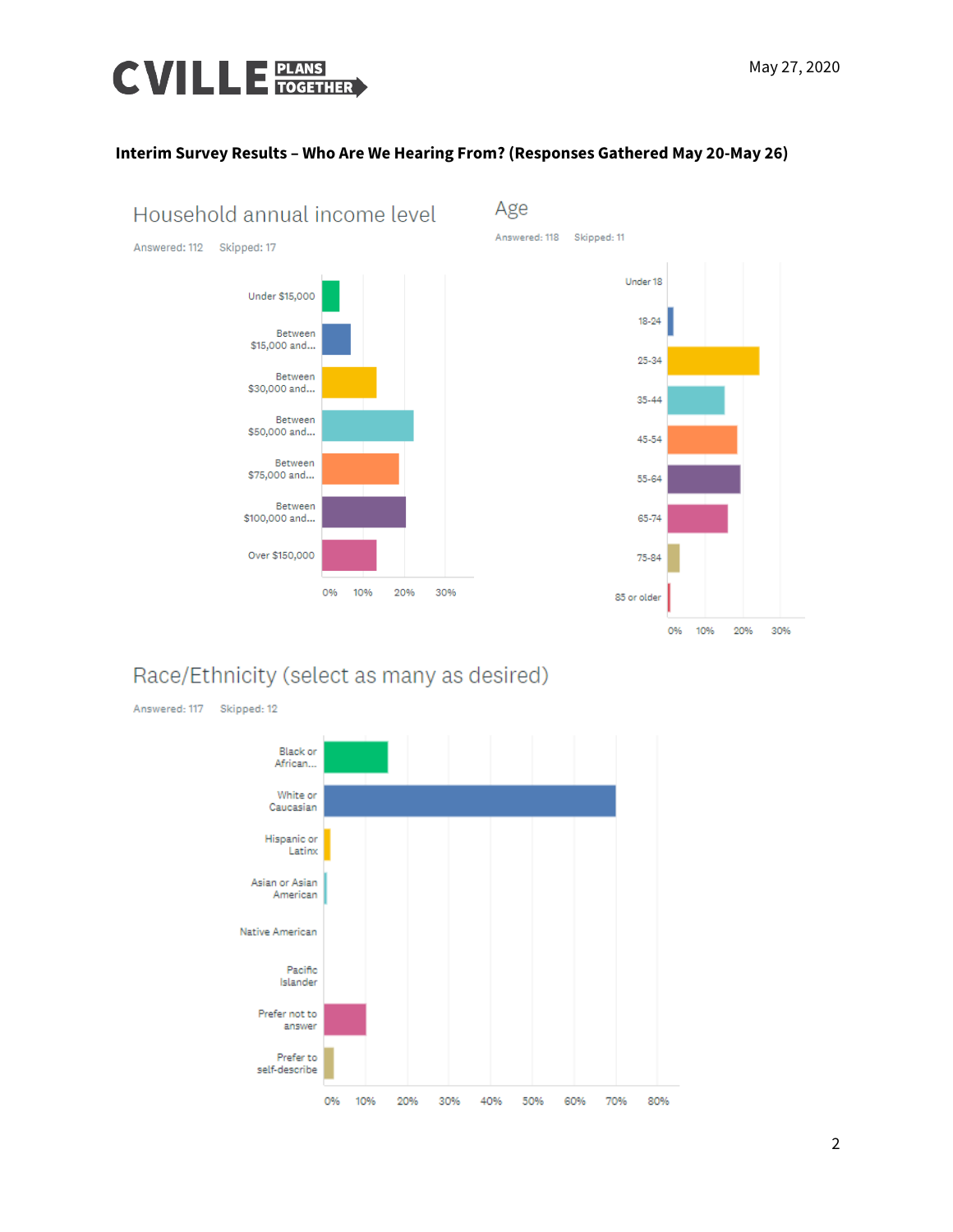CVILLE PLANS TOGETHER

May 27, 2020

**Interim Survey Results – Who Are We Hearing From? (Responses Gathered May 20-May 26)**

Household annual income level

Answered: 112 Skipped: 17

Under $15,000

Between $15,000 and...

Between $30,000 and...

Between $50,000 and...

Between $75,000 and...

Between $100,000 and...

Over $150,000

0% 10% 20% 30%

Age

Answered: 118 Skipped: 11

Under 18

18-24

25-34

35-44

45-54

55-64

65-74

75-84

85 or older

0% 10% 20% 30%

Race/Ethnicity (select as many as desired)

Answered: 117 Skipped: 12

Black or African...

White or Caucasian

Hispanic or Latinx

Asian or Asian American

Native American

Pacific Islander

Prefer not to answer

Prefer to self-describe

0% 10% 20% 30% 40% 50% 60% 70% 80%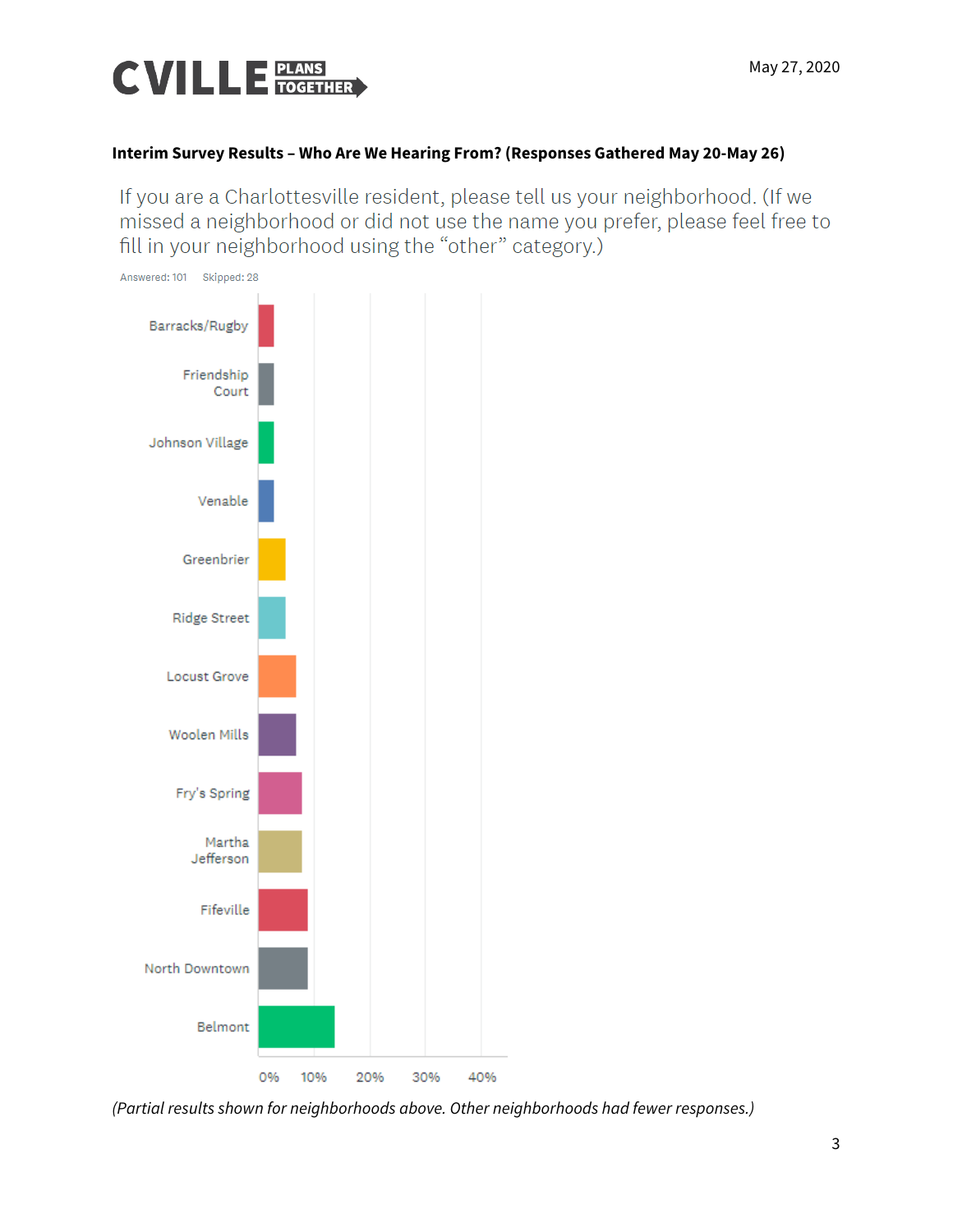May 27, 2020

**Interim Survey Results – Who Are We Hearing From? (Responses Gathered May 20-May 26)**

If you are a Charlottesville resident, please tell us your neighborhood. (If we missed a neighborhood or did not use the name you prefer, please feel free to fill in your neighborhood using the "other" category.)

Answered: 101 Skipped: 28

Barracks/Rugby
Friendship Court
Johnson Village
Venable
Greenbrier
Ridge Street
Locust Grove
Woolen Mills
Fry's Spring
Martha Jefferson
Fifeville
North Downtown
Belmont

0% 10% 20% 30% 40%

*(Partial results shown for neighborhoods above. Other neighborhoods had fewer responses.)*